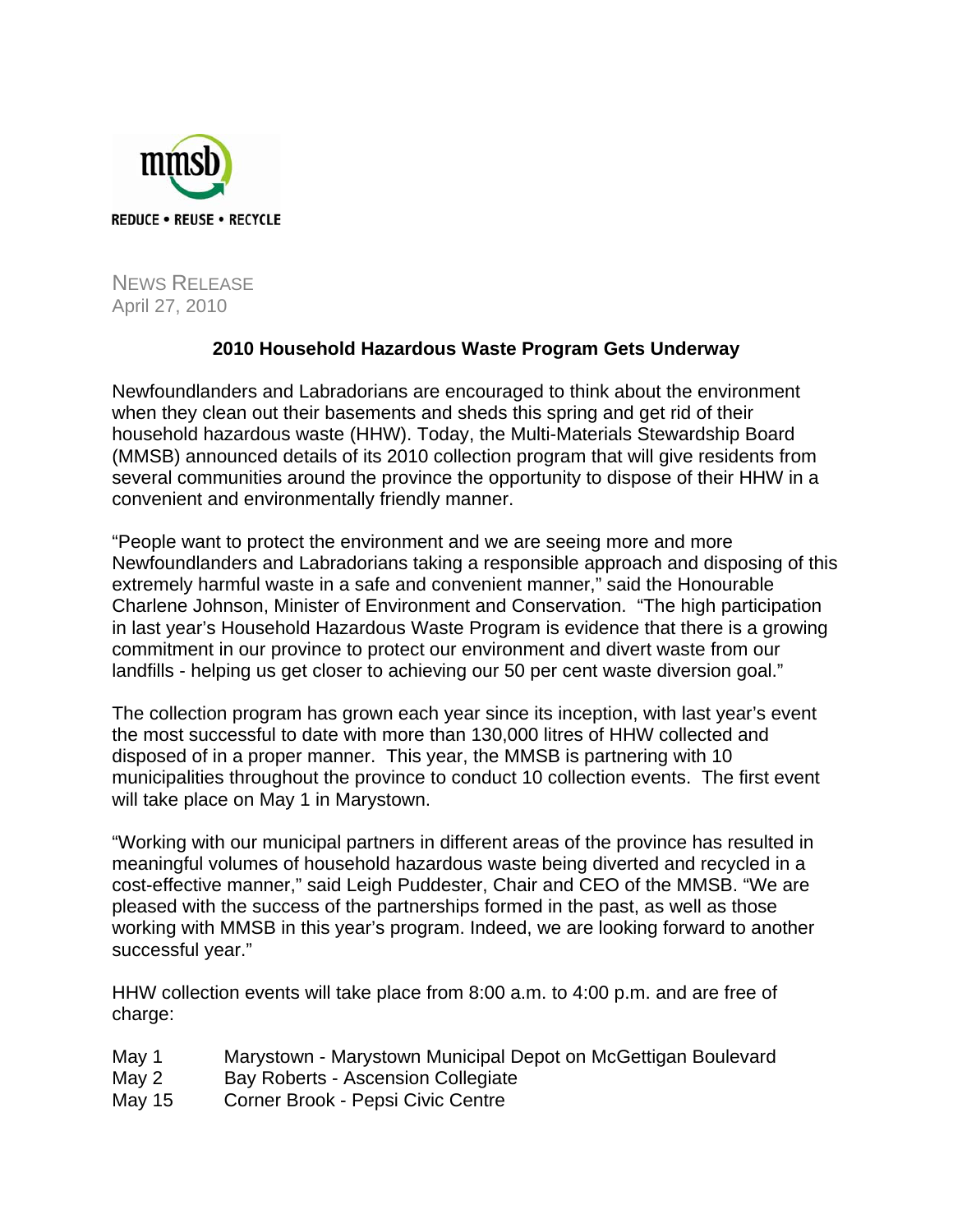mmsb

REDUCE • REUSE • RECYCLE

NEWS RELEASE
April 27, 2010

## 2010 Household Hazardous Waste Program Gets Underway

Newfoundlanders and Labradorians are encouraged to think about the environment when they clean out their basements and sheds this spring and get rid of their household hazardous waste (HHW). Today, the Multi-Materials Stewardship Board (MMSB) announced details of its 2010 collection program that will give residents from several communities around the province the opportunity to dispose of their HHW in a convenient and environmentally friendly manner.

"People want to protect the environment and we are seeing more and more Newfoundlanders and Labradorians taking a responsible approach and disposing of this extremely harmful waste in a safe and convenient manner," said the Honourable Charlene Johnson, Minister of Environment and Conservation. "The high participation in last year's Household Hazardous Waste Program is evidence that there is a growing commitment in our province to protect our environment and divert waste from our landfills - helping us get closer to achieving our 50 per cent waste diversion goal."

The collection program has grown each year since its inception, with last year's event the most successful to date with more than 130,000 litres of HHW collected and disposed of in a proper manner. This year, the MMSB is partnering with 10 municipalities throughout the province to conduct 10 collection events. The first event will take place on May 1 in Marystown.

"Working with our municipal partners in different areas of the province has resulted in meaningful volumes of household hazardous waste being diverted and recycled in a cost-effective manner," said Leigh Puddester, Chair and CEO of the MMSB. "We are pleased with the success of the partnerships formed in the past, as well as those working with MMSB in this year's program. Indeed, we are looking forward to another successful year."

HHW collection events will take place from 8:00 a.m. to 4:00 p.m. and are free of charge:

May 1 Marystown - Marystown Municipal Depot on McGettigan Boulevard
May 2 Bay Roberts - Ascension Collegiate
May 15 Corner Brook - Pepsi Civic Centre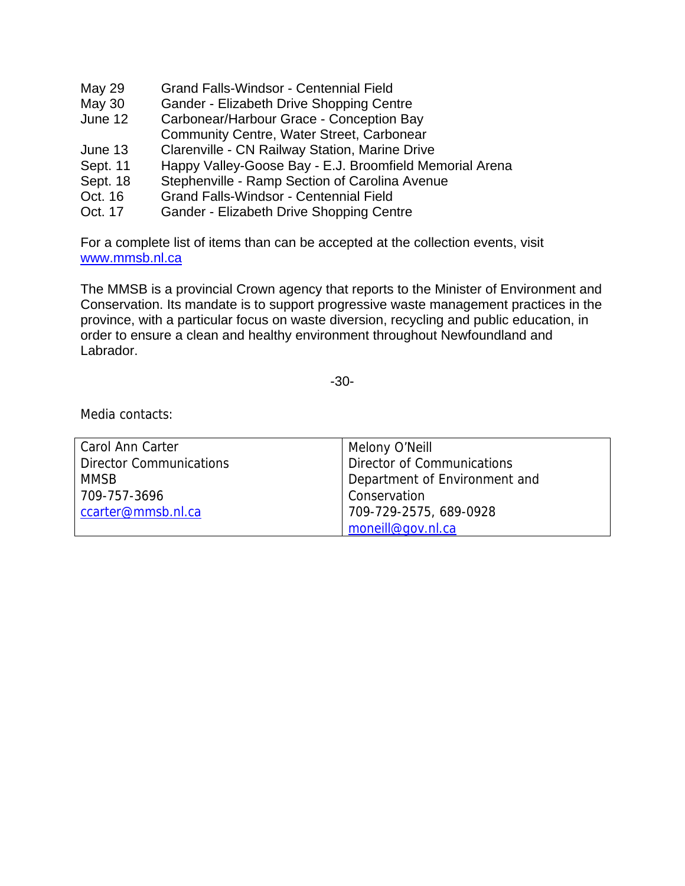| | |
|---|---|
| May 29 | Grand Falls-Windsor - Centennial Field |
| May 30 | Gander - Elizabeth Drive Shopping Centre |
| June 12 | Carbonear/Harbour Grace - Conception Bay Community Centre, Water Street, Carbonear |
| June 13 | Clarenville - CN Railway Station, Marine Drive |
| Sept. 11 | Happy Valley-Goose Bay - E.J. Broomfield Memorial Arena |
| Sept. 18 | Stephenville - Ramp Section of Carolina Avenue |
| Oct. 16 | Grand Falls-Windsor - Centennial Field |
| Oct. 17 | Gander - Elizabeth Drive Shopping Centre |

For a complete list of items than can be accepted at the collection events, visit [www.mmsb.nl.ca](http://www.mmsb.nl.ca)

The MMSB is a provincial Crown agency that reports to the Minister of Environment and Conservation. Its mandate is to support progressive waste management practices in the province, with a particular focus on waste diversion, recycling and public education, in order to ensure a clean and healthy environment throughout Newfoundland and Labrador.

-30-

Media contacts:

| | |
|---|---|
| Carol Ann Carter<br>Director Communications<br>MMSB<br>709-757-3696<br>ccarter@mmsb.nl.ca | Melony O'Neill<br>Director of Communications<br>Department of Environment and Conservation<br>709-729-2575, 689-0928<br>moneill@gov.nl.ca |